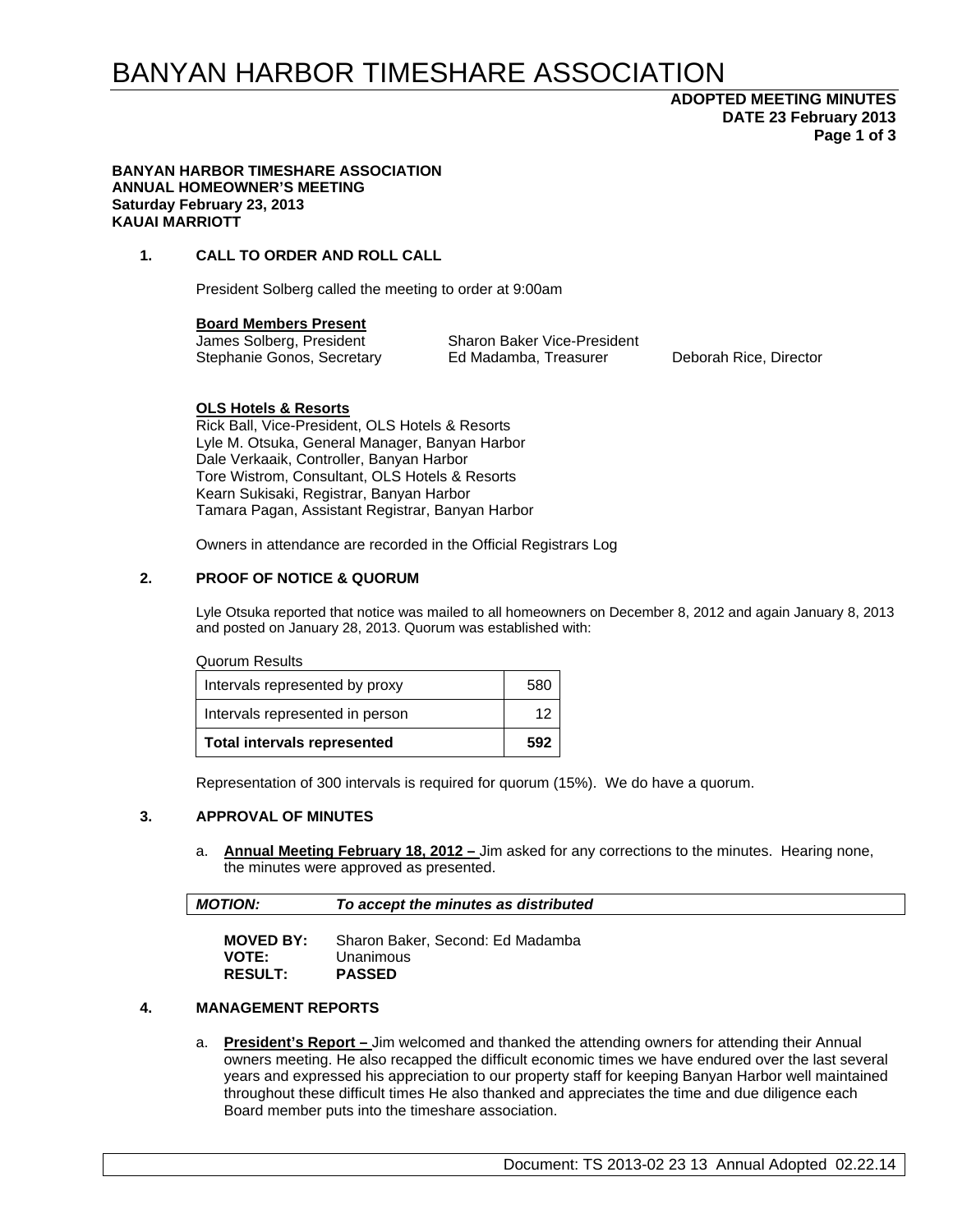# BANYAN HARBOR TIMESHARE ASSOCIATION

**ADOPTED MEETING MINUTES**
**DATE 23 February 2013**

**BANYAN HARBOR TIMESHARE ASSOCIATION**
**ANNUAL HOMEOWNER'S MEETING**
**Saturday February 23, 2013**
**KAUAI MARRIOTT**

## 1. CALL TO ORDER AND ROLL CALL

President Solberg called the meeting to order at 9:00am

**Board Members Present**

James Solberg, President
Sharon Baker Vice-President
Stephanie Gonos, Secretary
Ed Madamba, Treasurer
Deborah Rice, Director

**OLS Hotels & Resorts**

Rick Ball, Vice-President, OLS Hotels & Resorts
Lyle M. Otsuka, General Manager, Banyan Harbor
Dale Verkaaik, Controller, Banyan Harbor
Tore Wistrom, Consultant, OLS Hotels & Resorts
Kearn Sukisaki, Registrar, Banyan Harbor
Tamara Pagan, Assistant Registrar, Banyan Harbor

Owners in attendance are recorded in the Official Registrars Log

## 2. PROOF OF NOTICE & QUORUM

Lyle Otsuka reported that notice was mailed to all homeowners on December 8, 2012 and again January 8, 2013 and posted on January 28, 2013. Quorum was established with:

Quorum Results

| | |
|---|---|
| Intervals represented by proxy | 580 |
| Intervals represented in person | 12 |
| **Total intervals represented** | **592** |

Representation of 300 intervals is required for quorum (15%). We do have a quorum.

## 3. APPROVAL OF MINUTES

a. **Annual Meeting February 18, 2012 –** Jim asked for any corrections to the minutes. Hearing none, the minutes were approved as presented.

***MOTION:*** ***To accept the minutes as distributed***

**MOVED BY:** Sharon Baker, Second: Ed Madamba
**VOTE:** Unanimous
**RESULT:** **PASSED**

## 4. MANAGEMENT REPORTS

a. **President's Report –** Jim welcomed and thanked the attending owners for attending their Annual owners meeting. He also recapped the difficult economic times we have endured over the last several years and expressed his appreciation to our property staff for keeping Banyan Harbor well maintained throughout these difficult times He also thanked and appreciates the time and due diligence each Board member puts into the timeshare association.

Document: TS 2013-02 23 13 Annual Adopted 02.22.14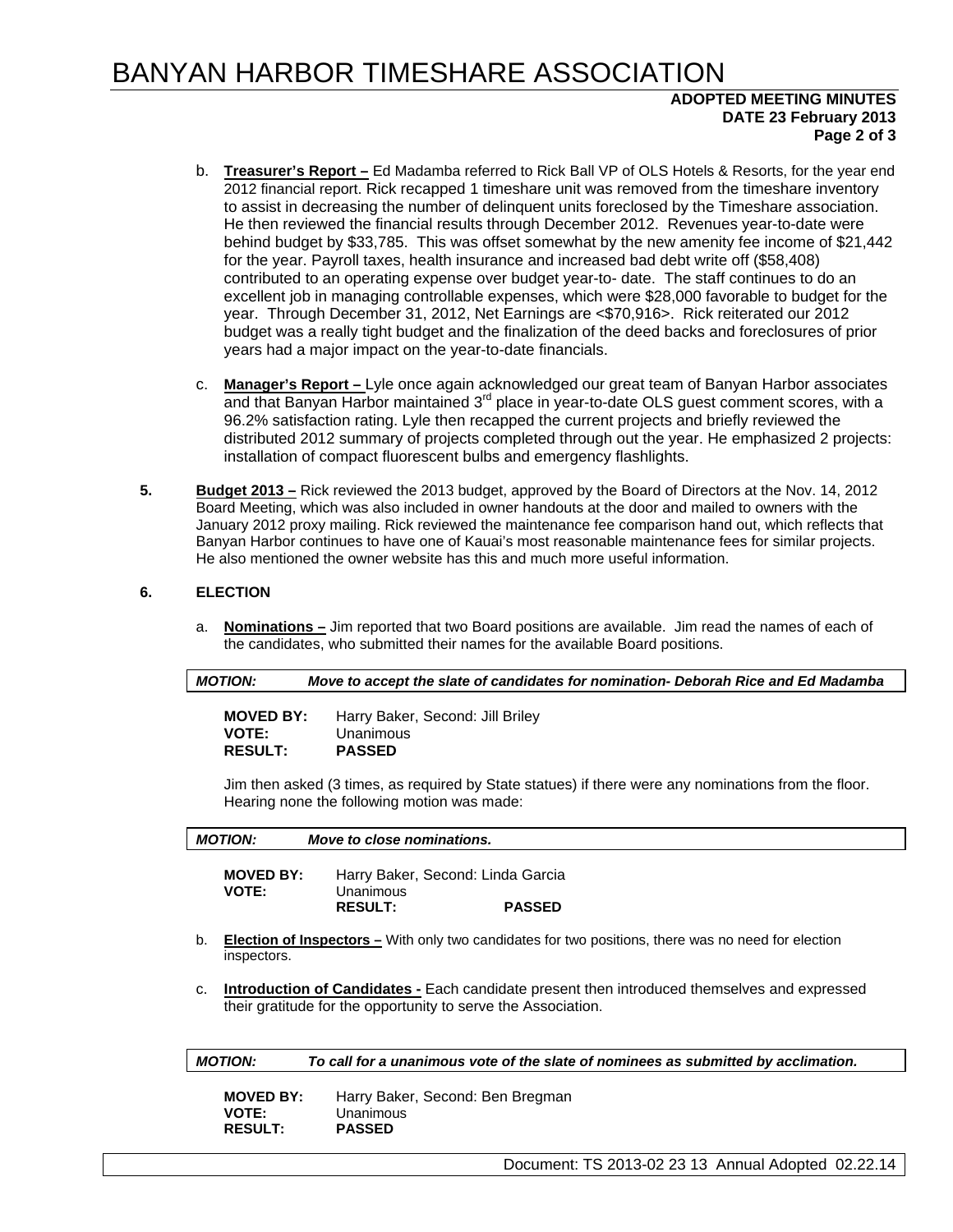b. **Treasurer's Report –** Ed Madamba referred to Rick Ball VP of OLS Hotels & Resorts, for the year end 2012 financial report. Rick recapped 1 timeshare unit was removed from the timeshare inventory to assist in decreasing the number of delinquent units foreclosed by the Timeshare association. He then reviewed the financial results through December 2012. Revenues year-to-date were behind budget by $33,785. This was offset somewhat by the new amenity fee income of $21,442 for the year. Payroll taxes, health insurance and increased bad debt write off ($58,408) contributed to an operating expense over budget year-to- date. The staff continues to do an excellent job in managing controllable expenses, which were $28,000 favorable to budget for the year. Through December 31, 2012, Net Earnings are <$70,916>. Rick reiterated our 2012 budget was a really tight budget and the finalization of the deed backs and foreclosures of prior years had a major impact on the year-to-date financials.

c. **Manager's Report –** Lyle once again acknowledged our great team of Banyan Harbor associates and that Banyan Harbor maintained 3rd place in year-to-date OLS guest comment scores, with a 96.2% satisfaction rating. Lyle then recapped the current projects and briefly reviewed the distributed 2012 summary of projects completed through out the year. He emphasized 2 projects: installation of compact fluorescent bulbs and emergency flashlights.

**5. Budget 2013 –** Rick reviewed the 2013 budget, approved by the Board of Directors at the Nov. 14, 2012 Board Meeting, which was also included in owner handouts at the door and mailed to owners with the January 2012 proxy mailing. Rick reviewed the maintenance fee comparison hand out, which reflects that Banyan Harbor continues to have one of Kauai's most reasonable maintenance fees for similar projects. He also mentioned the owner website has this and much more useful information.

**6. ELECTION**

a. **Nominations –** Jim reported that two Board positions are available. Jim read the names of each of the candidates, who submitted their names for the available Board positions.

***MOTION:*** ***Move to accept the slate of candidates for nomination- Deborah Rice and Ed Madamba***

**MOVED BY:** Harry Baker, Second: Jill Briley
**VOTE:** Unanimous
**RESULT:** **PASSED**

Jim then asked (3 times, as required by State statues) if there were any nominations from the floor. Hearing none the following motion was made:

***MOTION:*** ***Move to close nominations.***

**MOVED BY:** Harry Baker, Second: Linda Garcia
**VOTE:** Unanimous
**RESULT:** **PASSED**

b. **Election of Inspectors –** With only two candidates for two positions, there was no need for election inspectors.

c. **Introduction of Candidates -** Each candidate present then introduced themselves and expressed their gratitude for the opportunity to serve the Association.

***MOTION:*** ***To call for a unanimous vote of the slate of nominees as submitted by acclimation.***

**MOVED BY:** Harry Baker, Second: Ben Bregman
**VOTE:** Unanimous
**RESULT:** **PASSED**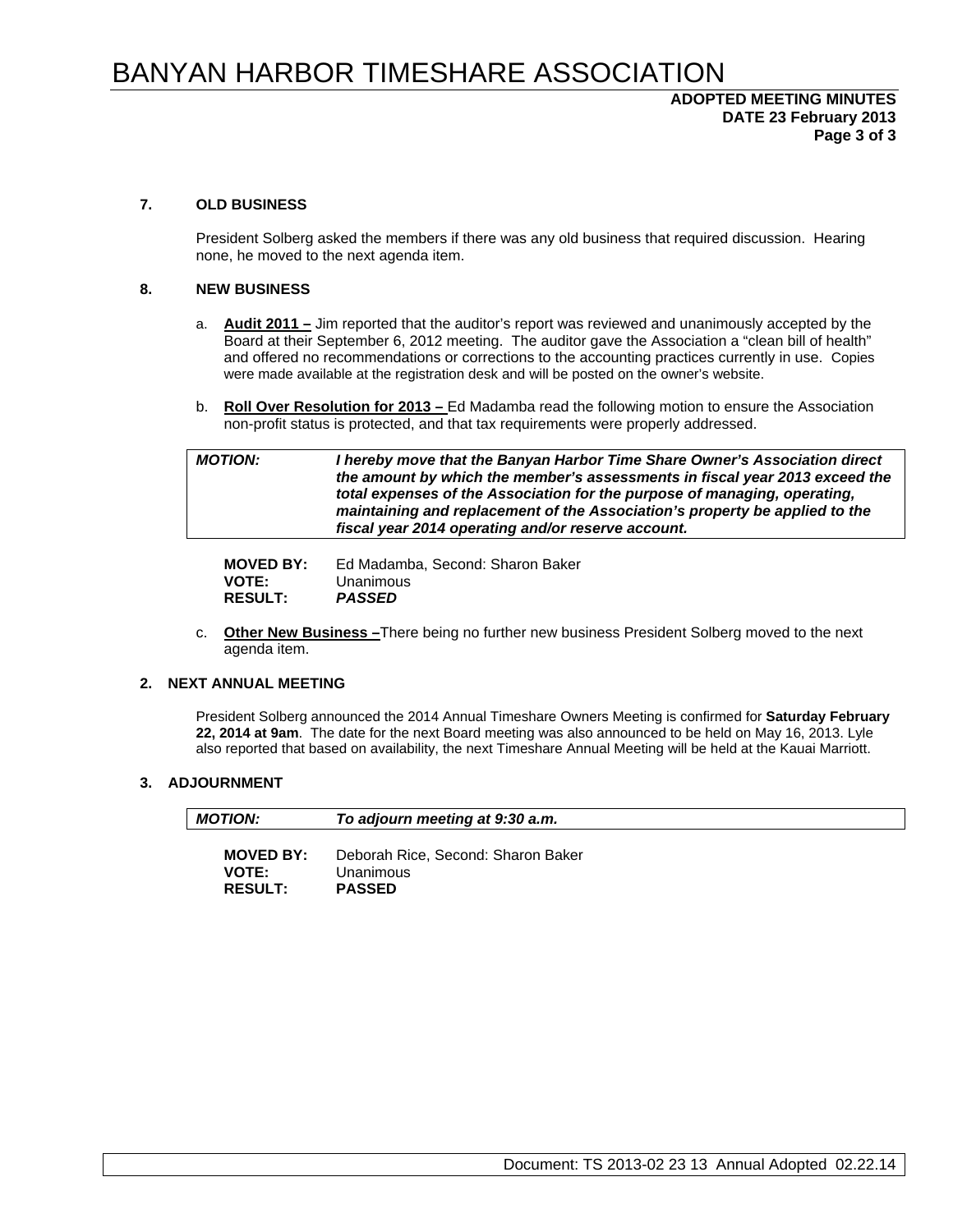## 7. OLD BUSINESS

President Solberg asked the members if there was any old business that required discussion. Hearing none, he moved to the next agenda item.

## 8. NEW BUSINESS

a. **Audit 2011 –** Jim reported that the auditor's report was reviewed and unanimously accepted by the Board at their September 6, 2012 meeting. The auditor gave the Association a "clean bill of health" and offered no recommendations or corrections to the accounting practices currently in use. Copies were made available at the registration desk and will be posted on the owner's website.

b. **Roll Over Resolution for 2013 –** Ed Madamba read the following motion to ensure the Association non-profit status is protected, and that tax requirements were properly addressed.

| | |
|---|---|
| ***MOTION:*** | ***I hereby move that the Banyan Harbor Time Share Owner's Association direct the amount by which the member's assessments in fiscal year 2013 exceed the total expenses of the Association for the purpose of managing, operating, maintaining and replacement of the Association's property be applied to the fiscal year 2014 operating and/or reserve account.*** |

**MOVED BY:** Ed Madamba, Second: Sharon Baker
**VOTE:** Unanimous
**RESULT:** ***PASSED***

c. **Other New Business –** There being no further new business President Solberg moved to the next agenda item.

## 2. NEXT ANNUAL MEETING

President Solberg announced the 2014 Annual Timeshare Owners Meeting is confirmed for **Saturday February 22, 2014 at 9am**. The date for the next Board meeting was also announced to be held on May 16, 2013. Lyle also reported that based on availability, the next Timeshare Annual Meeting will be held at the Kauai Marriott.

## 3. ADJOURNMENT

| | |
|---|---|
| ***MOTION:*** | ***To adjourn meeting at 9:30 a.m.*** |

**MOVED BY:** Deborah Rice, Second: Sharon Baker
**VOTE:** Unanimous
**RESULT:** **PASSED**

Document: TS 2013-02 23 13 Annual Adopted 02.22.14